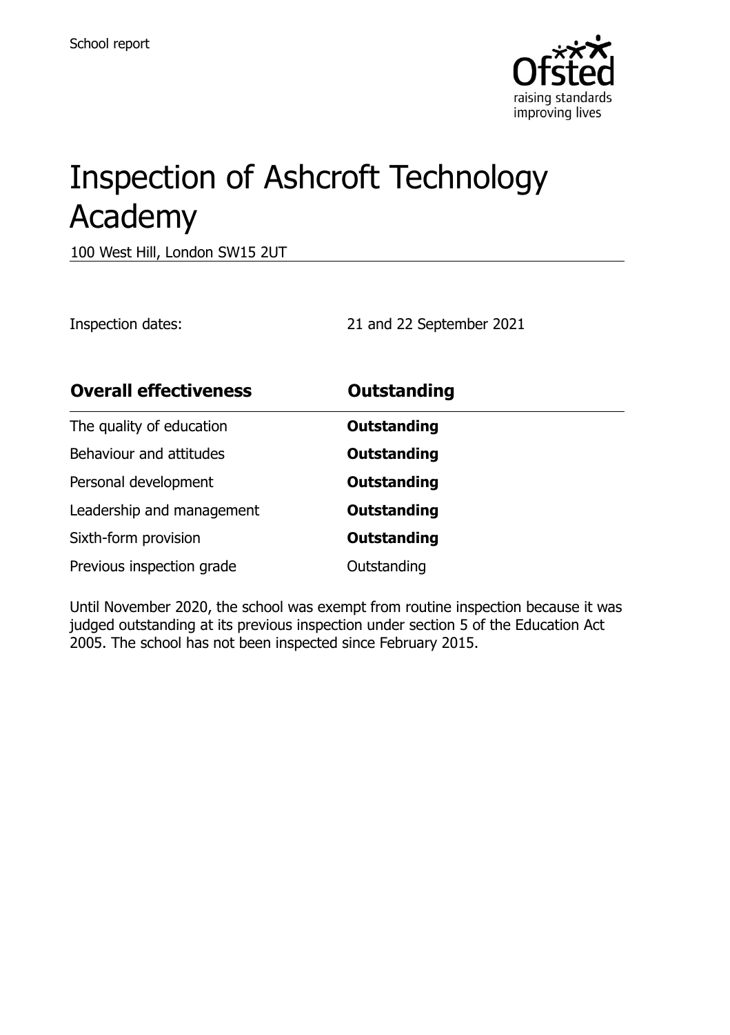School report

# Inspection of Ashcroft Technology Academy

100 West Hill, London SW15 2UT

Inspection dates: 21 and 22 September 2021

| **Overall effectiveness** | **Outstanding** |
| --- | --- |
| The quality of education | **Outstanding** |
| Behaviour and attitudes | **Outstanding** |
| Personal development | **Outstanding** |
| Leadership and management | **Outstanding** |
| Sixth-form provision | **Outstanding** |
| Previous inspection grade | Outstanding |

Until November 2020, the school was exempt from routine inspection because it was judged outstanding at its previous inspection under section 5 of the Education Act 2005. The school has not been inspected since February 2015.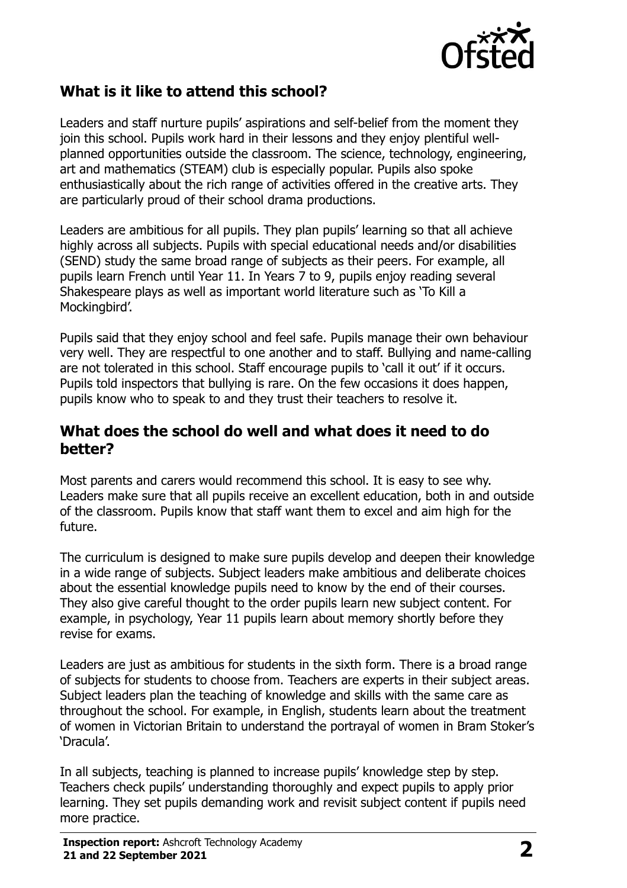## What is it like to attend this school?

Leaders and staff nurture pupils' aspirations and self-belief from the moment they join this school. Pupils work hard in their lessons and they enjoy plentiful well-planned opportunities outside the classroom. The science, technology, engineering, art and mathematics (STEAM) club is especially popular. Pupils also spoke enthusiastically about the rich range of activities offered in the creative arts. They are particularly proud of their school drama productions.

Leaders are ambitious for all pupils. They plan pupils' learning so that all achieve highly across all subjects. Pupils with special educational needs and/or disabilities (SEND) study the same broad range of subjects as their peers. For example, all pupils learn French until Year 11. In Years 7 to 9, pupils enjoy reading several Shakespeare plays as well as important world literature such as 'To Kill a Mockingbird'.

Pupils said that they enjoy school and feel safe. Pupils manage their own behaviour very well. They are respectful to one another and to staff. Bullying and name-calling are not tolerated in this school. Staff encourage pupils to 'call it out' if it occurs. Pupils told inspectors that bullying is rare. On the few occasions it does happen, pupils know who to speak to and they trust their teachers to resolve it.

## What does the school do well and what does it need to do better?

Most parents and carers would recommend this school. It is easy to see why. Leaders make sure that all pupils receive an excellent education, both in and outside of the classroom. Pupils know that staff want them to excel and aim high for the future.

The curriculum is designed to make sure pupils develop and deepen their knowledge in a wide range of subjects. Subject leaders make ambitious and deliberate choices about the essential knowledge pupils need to know by the end of their courses. They also give careful thought to the order pupils learn new subject content. For example, in psychology, Year 11 pupils learn about memory shortly before they revise for exams.

Leaders are just as ambitious for students in the sixth form. There is a broad range of subjects for students to choose from. Teachers are experts in their subject areas. Subject leaders plan the teaching of knowledge and skills with the same care as throughout the school. For example, in English, students learn about the treatment of women in Victorian Britain to understand the portrayal of women in Bram Stoker's 'Dracula'.

In all subjects, teaching is planned to increase pupils' knowledge step by step. Teachers check pupils' understanding thoroughly and expect pupils to apply prior learning. They set pupils demanding work and revisit subject content if pupils need more practice.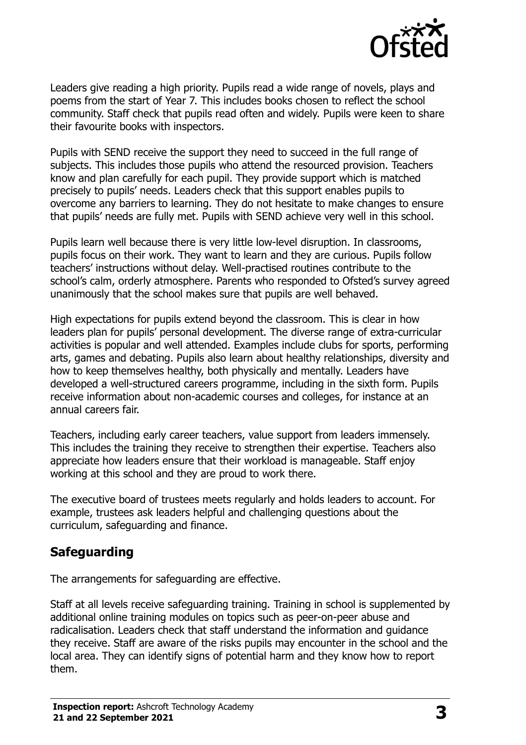Leaders give reading a high priority. Pupils read a wide range of novels, plays and poems from the start of Year 7. This includes books chosen to reflect the school community. Staff check that pupils read often and widely. Pupils were keen to share their favourite books with inspectors.

Pupils with SEND receive the support they need to succeed in the full range of subjects. This includes those pupils who attend the resourced provision. Teachers know and plan carefully for each pupil. They provide support which is matched precisely to pupils' needs. Leaders check that this support enables pupils to overcome any barriers to learning. They do not hesitate to make changes to ensure that pupils' needs are fully met. Pupils with SEND achieve very well in this school.

Pupils learn well because there is very little low-level disruption. In classrooms, pupils focus on their work. They want to learn and they are curious. Pupils follow teachers' instructions without delay. Well-practised routines contribute to the school's calm, orderly atmosphere. Parents who responded to Ofsted's survey agreed unanimously that the school makes sure that pupils are well behaved.

High expectations for pupils extend beyond the classroom. This is clear in how leaders plan for pupils' personal development. The diverse range of extra-curricular activities is popular and well attended. Examples include clubs for sports, performing arts, games and debating. Pupils also learn about healthy relationships, diversity and how to keep themselves healthy, both physically and mentally. Leaders have developed a well-structured careers programme, including in the sixth form. Pupils receive information about non-academic courses and colleges, for instance at an annual careers fair.

Teachers, including early career teachers, value support from leaders immensely. This includes the training they receive to strengthen their expertise. Teachers also appreciate how leaders ensure that their workload is manageable. Staff enjoy working at this school and they are proud to work there.

The executive board of trustees meets regularly and holds leaders to account. For example, trustees ask leaders helpful and challenging questions about the curriculum, safeguarding and finance.

## Safeguarding

The arrangements for safeguarding are effective.

Staff at all levels receive safeguarding training. Training in school is supplemented by additional online training modules on topics such as peer-on-peer abuse and radicalisation. Leaders check that staff understand the information and guidance they receive. Staff are aware of the risks pupils may encounter in the school and the local area. They can identify signs of potential harm and they know how to report them.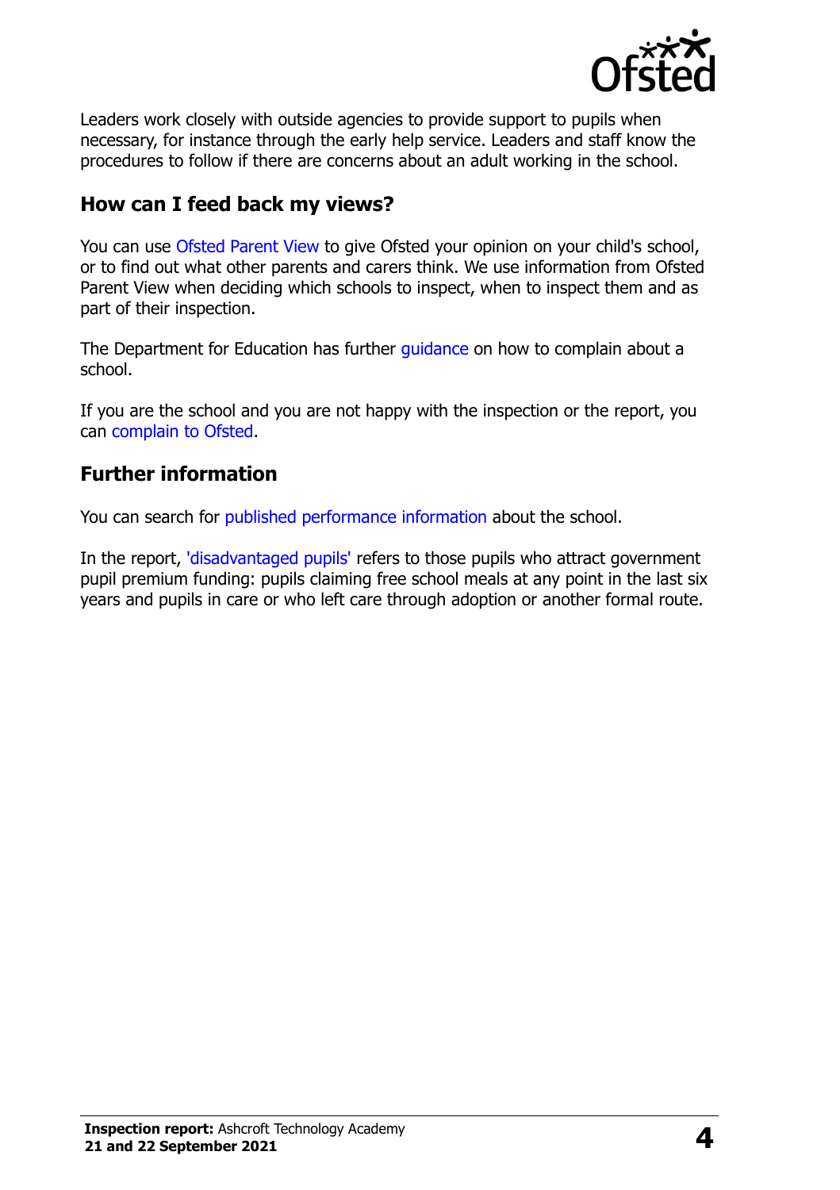Leaders work closely with outside agencies to provide support to pupils when necessary, for instance through the early help service. Leaders and staff know the procedures to follow if there are concerns about an adult working in the school.

## How can I feed back my views?

You can use Ofsted Parent View to give Ofsted your opinion on your child's school, or to find out what other parents and carers think. We use information from Ofsted Parent View when deciding which schools to inspect, when to inspect them and as part of their inspection.

The Department for Education has further guidance on how to complain about a school.

If you are the school and you are not happy with the inspection or the report, you can complain to Ofsted.

## Further information

You can search for published performance information about the school.

In the report, 'disadvantaged pupils' refers to those pupils who attract government pupil premium funding: pupils claiming free school meals at any point in the last six years and pupils in care or who left care through adoption or another formal route.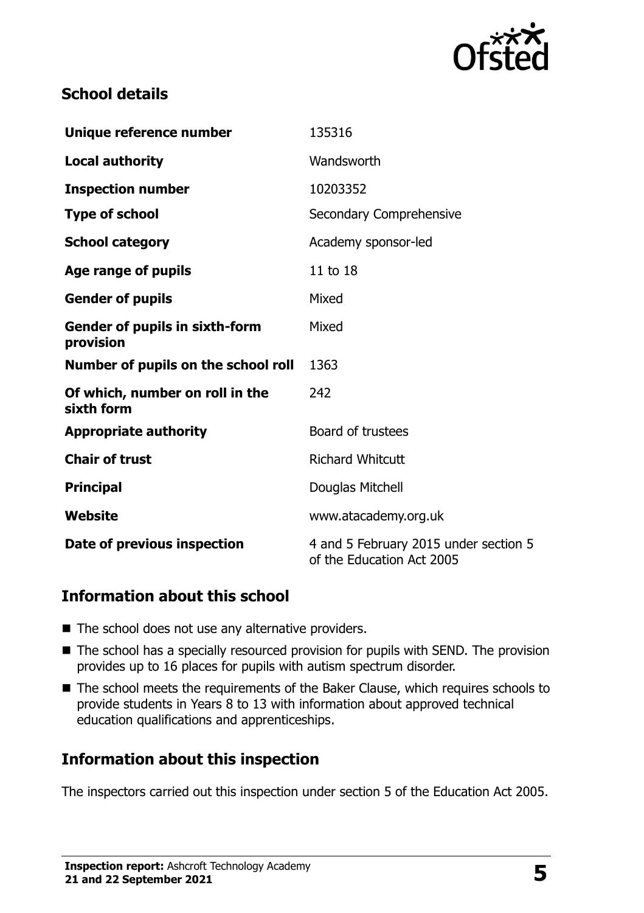## School details

| | |
|---|---|
| **Unique reference number** | 135316 |
| **Local authority** | Wandsworth |
| **Inspection number** | 10203352 |
| **Type of school** | Secondary Comprehensive |
| **School category** | Academy sponsor-led |
| **Age range of pupils** | 11 to 18 |
| **Gender of pupils** | Mixed |
| **Gender of pupils in sixth-form provision** | Mixed |
| **Number of pupils on the school roll** | 1363 |
| **Of which, number on roll in the sixth form** | 242 |
| **Appropriate authority** | Board of trustees |
| **Chair of trust** | Richard Whitcutt |
| **Principal** | Douglas Mitchell |
| **Website** | www.atacademy.org.uk |
| **Date of previous inspection** | 4 and 5 February 2015 under section 5 of the Education Act 2005 |

## Information about this school

- The school does not use any alternative providers.
- The school has a specially resourced provision for pupils with SEND. The provision provides up to 16 places for pupils with autism spectrum disorder.
- The school meets the requirements of the Baker Clause, which requires schools to provide students in Years 8 to 13 with information about approved technical education qualifications and apprenticeships.

## Information about this inspection

The inspectors carried out this inspection under section 5 of the Education Act 2005.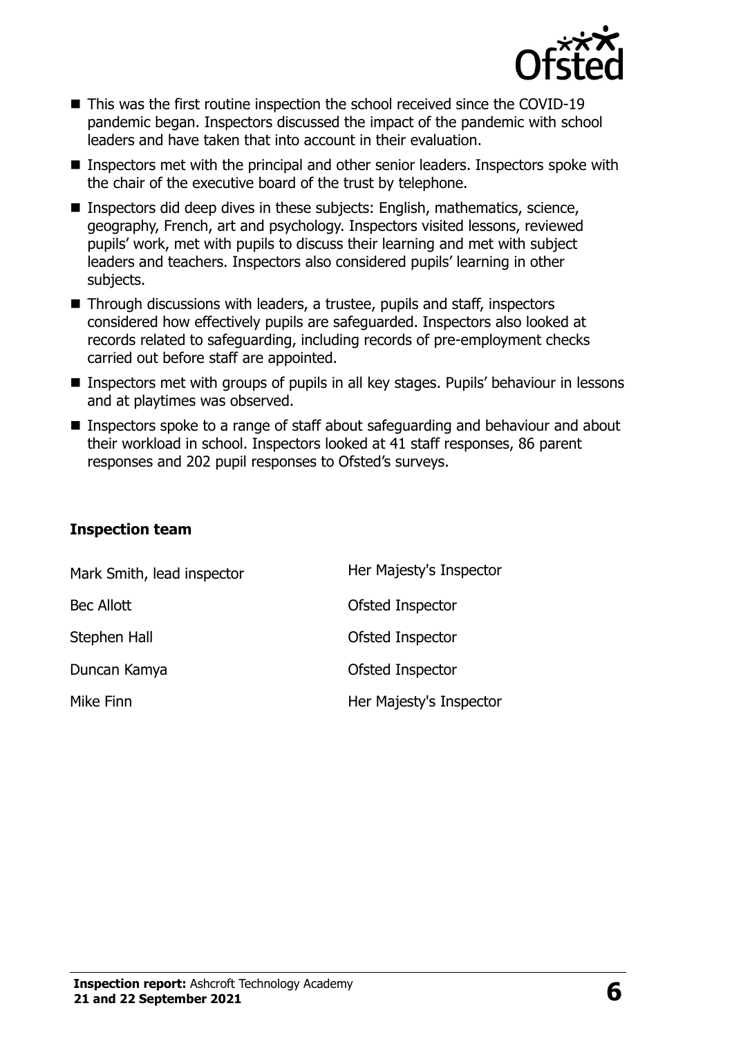- This was the first routine inspection the school received since the COVID-19 pandemic began. Inspectors discussed the impact of the pandemic with school leaders and have taken that into account in their evaluation.
- Inspectors met with the principal and other senior leaders. Inspectors spoke with the chair of the executive board of the trust by telephone.
- Inspectors did deep dives in these subjects: English, mathematics, science, geography, French, art and psychology. Inspectors visited lessons, reviewed pupils' work, met with pupils to discuss their learning and met with subject leaders and teachers. Inspectors also considered pupils' learning in other subjects.
- Through discussions with leaders, a trustee, pupils and staff, inspectors considered how effectively pupils are safeguarded. Inspectors also looked at records related to safeguarding, including records of pre-employment checks carried out before staff are appointed.
- Inspectors met with groups of pupils in all key stages. Pupils' behaviour in lessons and at playtimes was observed.
- Inspectors spoke to a range of staff about safeguarding and behaviour and about their workload in school. Inspectors looked at 41 staff responses, 86 parent responses and 202 pupil responses to Ofsted's surveys.

### Inspection team

| | |
|---|---|
| Mark Smith, lead inspector | Her Majesty's Inspector |
| Bec Allott | Ofsted Inspector |
| Stephen Hall | Ofsted Inspector |
| Duncan Kamya | Ofsted Inspector |
| Mike Finn | Her Majesty's Inspector |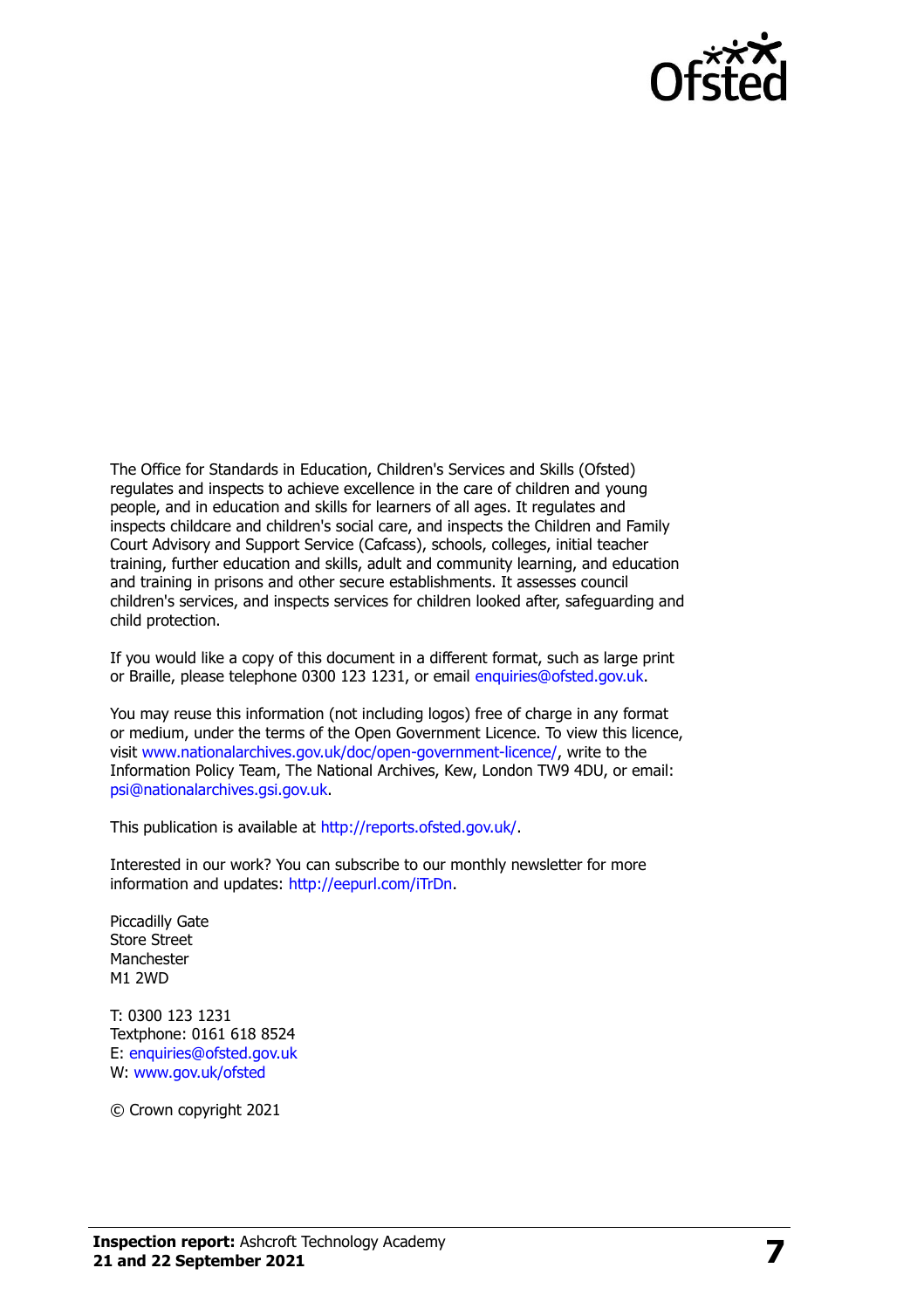The Office for Standards in Education, Children's Services and Skills (Ofsted) regulates and inspects to achieve excellence in the care of children and young people, and in education and skills for learners of all ages. It regulates and inspects childcare and children's social care, and inspects the Children and Family Court Advisory and Support Service (Cafcass), schools, colleges, initial teacher training, further education and skills, adult and community learning, and education and training in prisons and other secure establishments. It assesses council children's services, and inspects services for children looked after, safeguarding and child protection.

If you would like a copy of this document in a different format, such as large print or Braille, please telephone 0300 123 1231, or email enquiries@ofsted.gov.uk.

You may reuse this information (not including logos) free of charge in any format or medium, under the terms of the Open Government Licence. To view this licence, visit www.nationalarchives.gov.uk/doc/open-government-licence/, write to the Information Policy Team, The National Archives, Kew, London TW9 4DU, or email: psi@nationalarchives.gsi.gov.uk.

This publication is available at http://reports.ofsted.gov.uk/.

Interested in our work? You can subscribe to our monthly newsletter for more information and updates: http://eepurl.com/iTrDn.

Piccadilly Gate
Store Street
Manchester
M1 2WD

T: 0300 123 1231
Textphone: 0161 618 8524
E: enquiries@ofsted.gov.uk
W: www.gov.uk/ofsted

© Crown copyright 2021